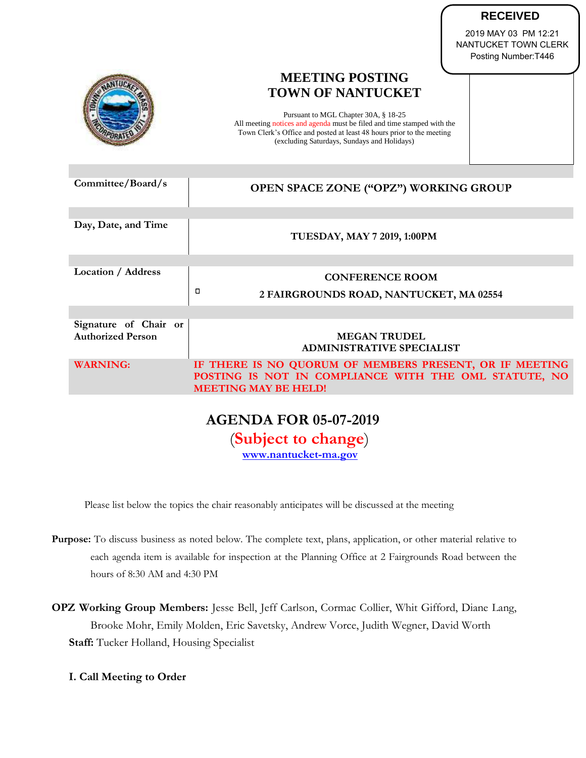RECEIVED
2019 MAY 03 PM 12:21
NANTUCKET TOWN CLERK
Posting Number:T446

# MEETING POSTING
# TOWN OF NANTUCKET

Pursuant to MGL Chapter 30A, § 18-25
All meeting notices and agenda must be filed and time stamped with the Town Clerk's Office and posted at least 48 hours prior to the meeting (excluding Saturdays, Sundays and Holidays)

| | |
|---|---|
| **Committee/Board/s** | **OPEN SPACE ZONE ("OPZ") WORKING GROUP** |
| **Day, Date, and Time** | **TUESDAY, MAY 7 2019, 1:00PM** |
| **Location / Address** | **CONFERENCE ROOM**<br>**2 FAIRGROUNDS ROAD, NANTUCKET, MA 02554** |
| **Signature of Chair or Authorized Person** | **MEGAN TRUDEL**<br>**ADMINISTRATIVE SPECIALIST** |
| **WARNING:** | **IF THERE IS NO QUORUM OF MEMBERS PRESENT, OR IF MEETING POSTING IS NOT IN COMPLIANCE WITH THE OML STATUTE, NO MEETING MAY BE HELD!** |

## AGENDA FOR 05-07-2019
(**Subject to change**)
**www.nantucket-ma.gov**

Please list below the topics the chair reasonably anticipates will be discussed at the meeting

**Purpose:** To discuss business as noted below. The complete text, plans, application, or other material relative to each agenda item is available for inspection at the Planning Office at 2 Fairgrounds Road between the hours of 8:30 AM and 4:30 PM

**OPZ Working Group Members:** Jesse Bell, Jeff Carlson, Cormac Collier, Whit Gifford, Diane Lang, Brooke Mohr, Emily Molden, Eric Savetsky, Andrew Vorce, Judith Wegner, David Worth
**Staff:** Tucker Holland, Housing Specialist

**I. Call Meeting to Order**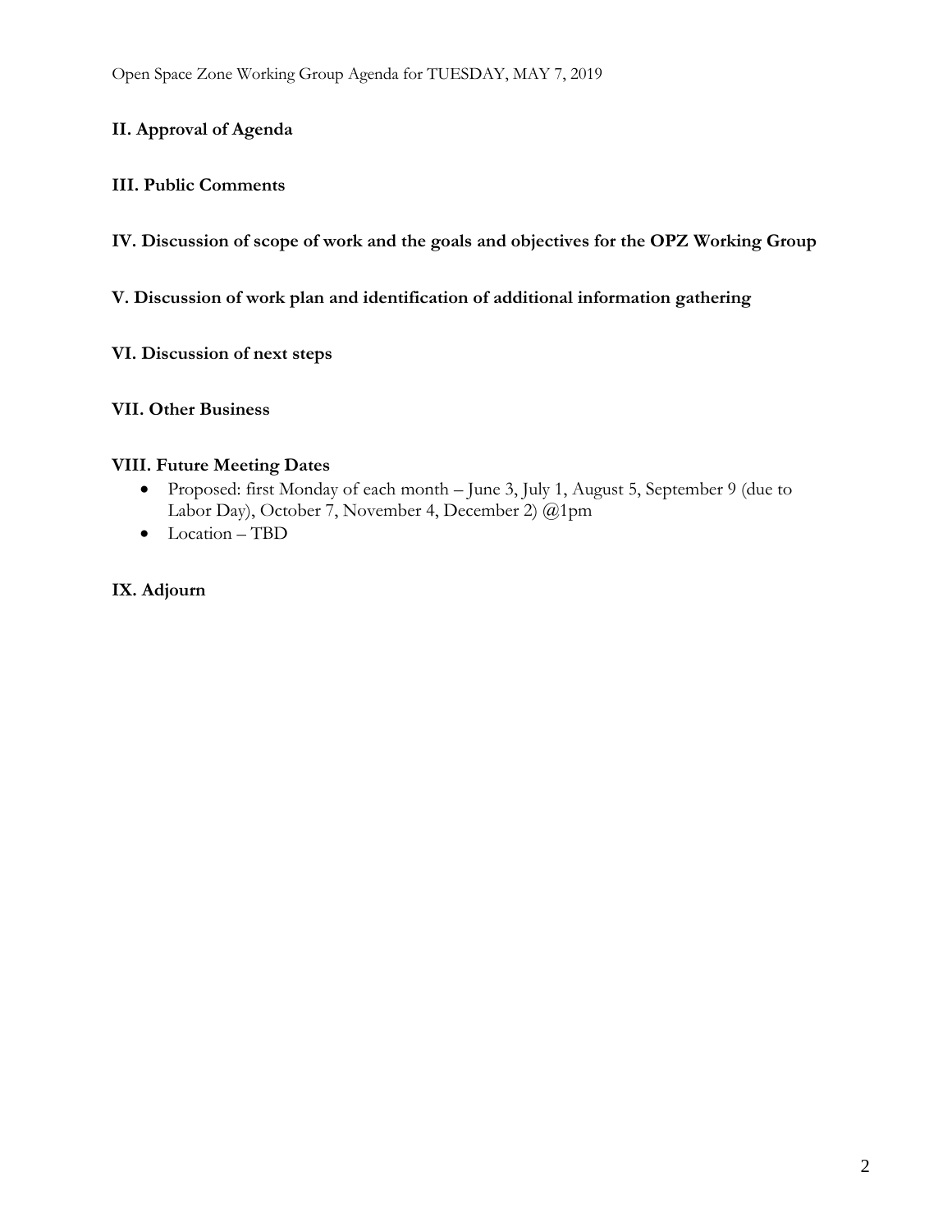## II. Approval of Agenda

## III. Public Comments

## IV. Discussion of scope of work and the goals and objectives for the OPZ Working Group

## V. Discussion of work plan and identification of additional information gathering

## VI. Discussion of next steps

## VII. Other Business

## VIII. Future Meeting Dates

- Proposed: first Monday of each month – June 3, July 1, August 5, September 9 (due to Labor Day), October 7, November 4, December 2) @1pm
- Location – TBD

## IX. Adjourn